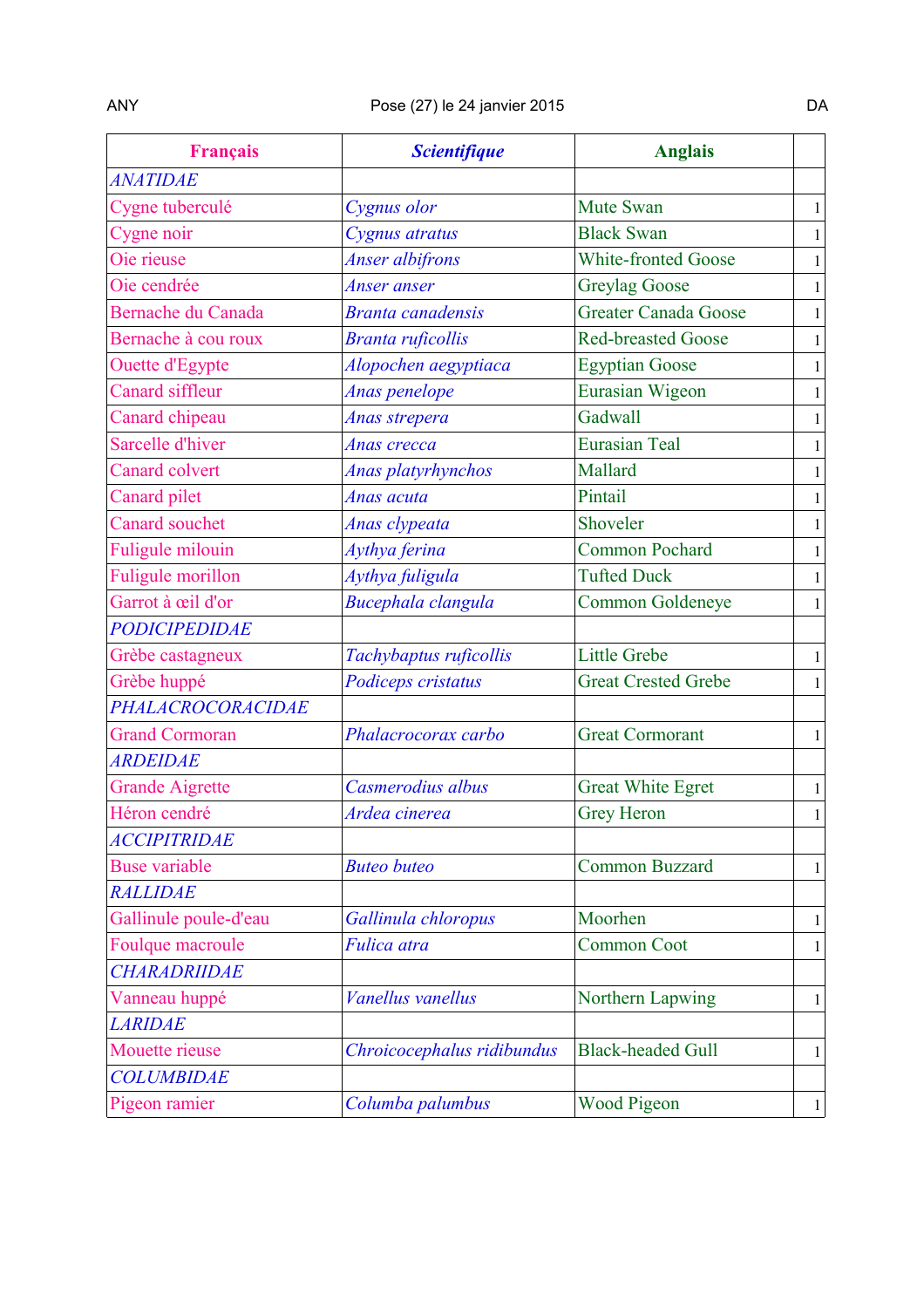ANY Pose (27) le 24 janvier 2015 DA

| Français | *Scientifique* | Anglais | |
|---|---|---|---|
| *ANATIDAE* | | | |
| Cygne tuberculé | *Cygnus olor* | Mute Swan | 1 |
| Cygne noir | *Cygnus atratus* | Black Swan | 1 |
| Oie rieuse | *Anser albifrons* | White-fronted Goose | 1 |
| Oie cendrée | *Anser anser* | Greylag Goose | 1 |
| Bernache du Canada | *Branta canadensis* | Greater Canada Goose | 1 |
| Bernache à cou roux | *Branta ruficollis* | Red-breasted Goose | 1 |
| Ouette d'Egypte | *Alopochen aegyptiaca* | Egyptian Goose | 1 |
| Canard siffleur | *Anas penelope* | Eurasian Wigeon | 1 |
| Canard chipeau | *Anas strepera* | Gadwall | 1 |
| Sarcelle d'hiver | *Anas crecca* | Eurasian Teal | 1 |
| Canard colvert | *Anas platyrhynchos* | Mallard | 1 |
| Canard pilet | *Anas acuta* | Pintail | 1 |
| Canard souchet | *Anas clypeata* | Shoveler | 1 |
| Fuligule milouin | *Aythya ferina* | Common Pochard | 1 |
| Fuligule morillon | *Aythya fuligula* | Tufted Duck | 1 |
| Garrot à œil d'or | *Bucephala clangula* | Common Goldeneye | 1 |
| *PODICIPEDIDAE* | | | |
| Grèbe castagneux | *Tachybaptus ruficollis* | Little Grebe | 1 |
| Grèbe huppé | *Podiceps cristatus* | Great Crested Grebe | 1 |
| *PHALACROCORACIDAE* | | | |
| Grand Cormoran | *Phalacrocorax carbo* | Great Cormorant | 1 |
| *ARDEIDAE* | | | |
| Grande Aigrette | *Casmerodius albus* | Great White Egret | 1 |
| Héron cendré | *Ardea cinerea* | Grey Heron | 1 |
| *ACCIPITRIDAE* | | | |
| Buse variable | *Buteo buteo* | Common Buzzard | 1 |
| *RALLIDAE* | | | |
| Gallinule poule-d'eau | *Gallinula chloropus* | Moorhen | 1 |
| Foulque macroule | *Fulica atra* | Common Coot | 1 |
| *CHARADRIIDAE* | | | |
| Vanneau huppé | *Vanellus vanellus* | Northern Lapwing | 1 |
| *LARIDAE* | | | |
| Mouette rieuse | *Chroicocephalus ridibundus* | Black-headed Gull | 1 |
| *COLUMBIDAE* | | | |
| Pigeon ramier | *Columba palumbus* | Wood Pigeon | 1 |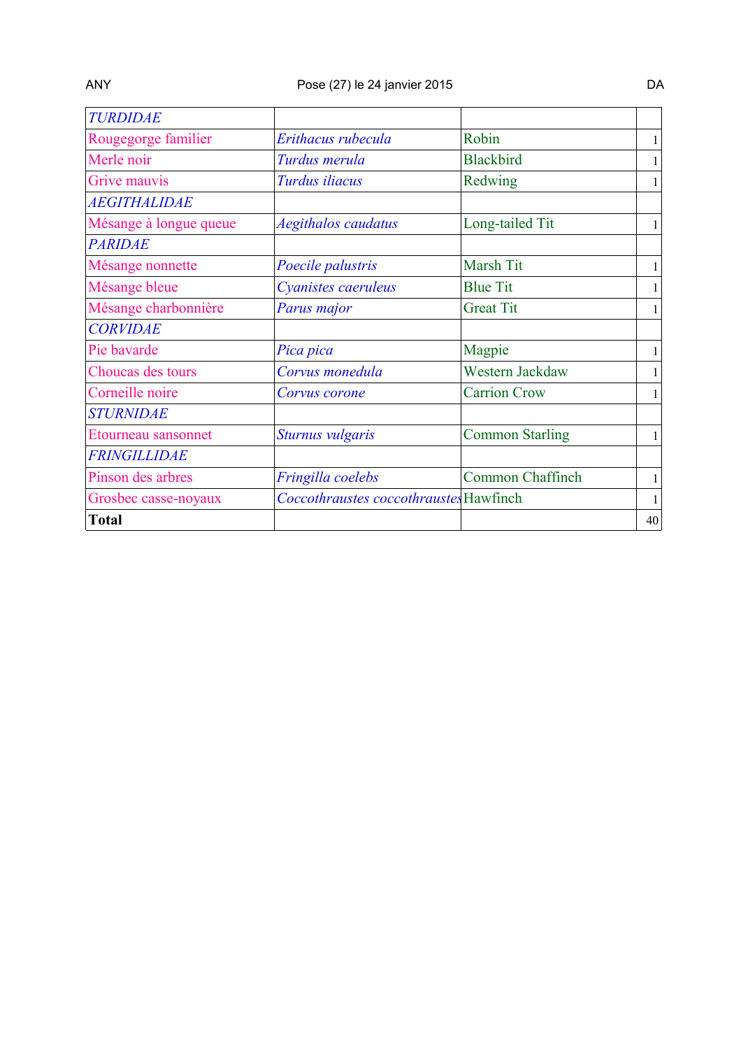ANY Pose (27) le 24 janvier 2015 DA

| | | | |
|---|---|---|---|
| *TURDIDAE* | | | |
| Rougegorge familier | *Erithacus rubecula* | Robin | 1 |
| Merle noir | *Turdus merula* | Blackbird | 1 |
| Grive mauvis | *Turdus iliacus* | Redwing | 1 |
| *AEGITHALIDAE* | | | |
| Mésange à longue queue | *Aegithalos caudatus* | Long-tailed Tit | 1 |
| *PARIDAE* | | | |
| Mésange nonnette | *Poecile palustris* | Marsh Tit | 1 |
| Mésange bleue | *Cyanistes caeruleus* | Blue Tit | 1 |
| Mésange charbonnière | *Parus major* | Great Tit | 1 |
| *CORVIDAE* | | | |
| Pie bavarde | *Pica pica* | Magpie | 1 |
| Choucas des tours | *Corvus monedula* | Western Jackdaw | 1 |
| Corneille noire | *Corvus corone* | Carrion Crow | 1 |
| *STURNIDAE* | | | |
| Etourneau sansonnet | *Sturnus vulgaris* | Common Starling | 1 |
| *FRINGILLIDAE* | | | |
| Pinson des arbres | *Fringilla coelebs* | Common Chaffinch | 1 |
| Grosbec casse-noyaux | *Coccothraustes coccothraustes* | Hawfinch | 1 |
| **Total** | | | 40 |